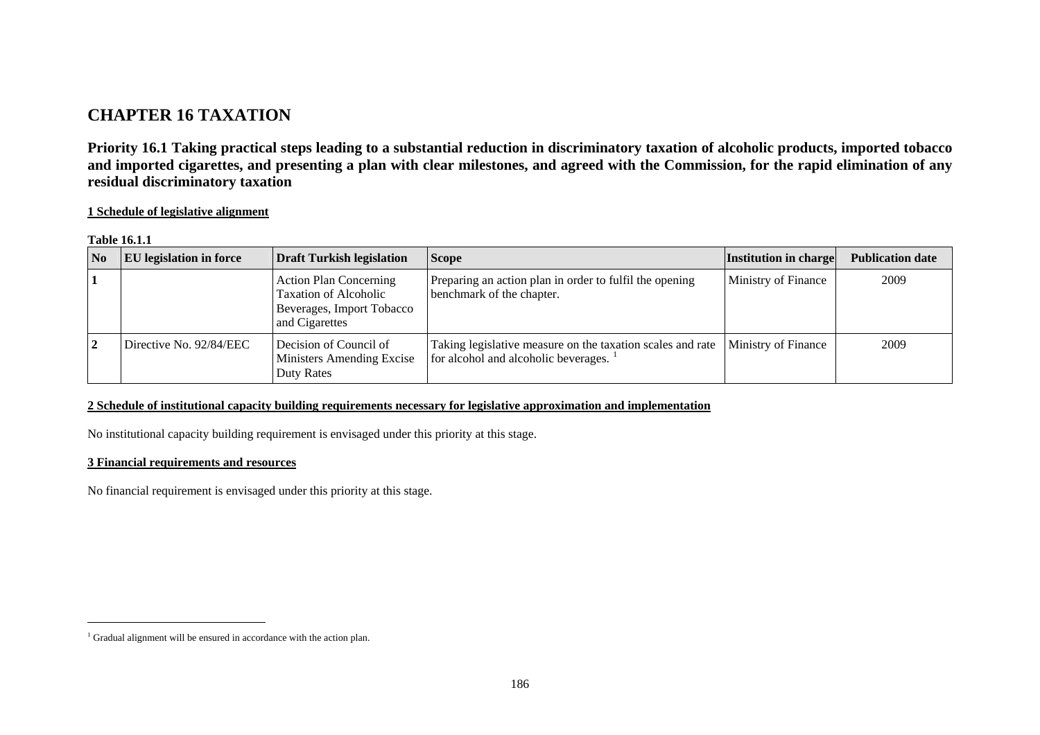# CHAPTER 16 TAXATION

## Priority 16.1 Taking practical steps leading to a substantial reduction in discriminatory taxation of alcoholic products, imported tobacco and imported cigarettes, and presenting a plan with clear milestones, and agreed with the Commission, for the rapid elimination of any residual discriminatory taxation

### 1 Schedule of legislative alignment

**Table 16.1.1**

| No | EU legislation in force | Draft Turkish legislation | Scope | Institution in charge | Publication date |
|---|---|---|---|---|---|
| **1** | | Action Plan Concerning Taxation of Alcoholic Beverages, Import Tobacco and Cigarettes | Preparing an action plan in order to fulfil the opening benchmark of the chapter. | Ministry of Finance | 2009 |
| **2** | Directive No. 92/84/EEC | Decision of Council of Ministers Amending Excise Duty Rates | Taking legislative measure on the taxation scales and rate for alcohol and alcoholic beverages. [1] | Ministry of Finance | 2009 |

### 2 Schedule of institutional capacity building requirements necessary for legislative approximation and implementation

No institutional capacity building requirement is envisaged under this priority at this stage.

### 3 Financial requirements and resources

No financial requirement is envisaged under this priority at this stage.

---

[1] Gradual alignment will be ensured in accordance with the action plan.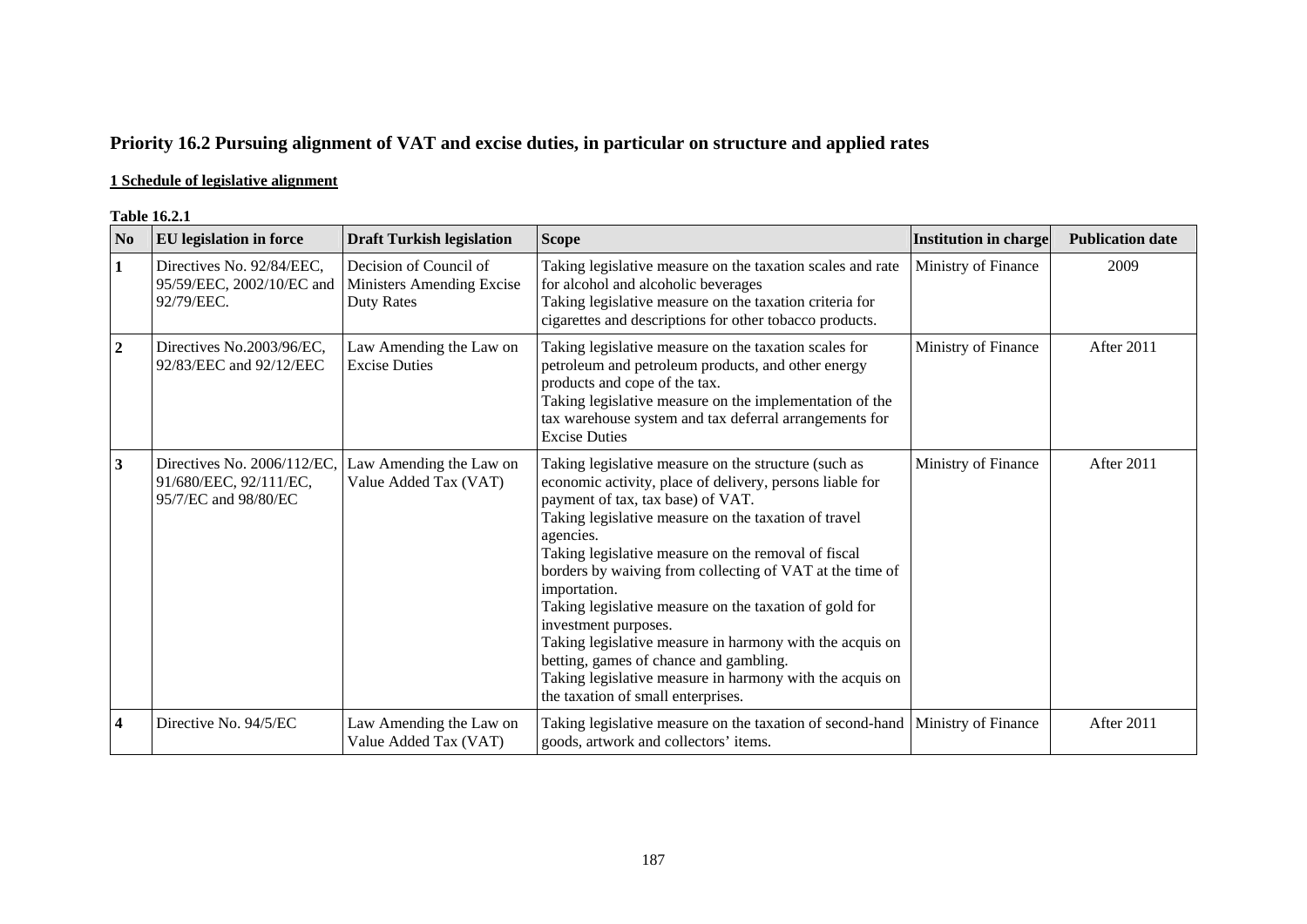## Priority 16.2 Pursuing alignment of VAT and excise duties, in particular on structure and applied rates

**1 Schedule of legislative alignment**

**Table 16.2.1**

| No | EU legislation in force | Draft Turkish legislation | Scope | Institution in charge | Publication date |
|---|---|---|---|---|---|
| **1** | Directives No. 92/84/EEC, 95/59/EEC, 2002/10/EC and 92/79/EEC. | Decision of Council of Ministers Amending Excise Duty Rates | Taking legislative measure on the taxation scales and rate for alcohol and alcoholic beverages<br>Taking legislative measure on the taxation criteria for cigarettes and descriptions for other tobacco products. | Ministry of Finance | 2009 |
| **2** | Directives No.2003/96/EC, 92/83/EEC and 92/12/EEC | Law Amending the Law on Excise Duties | Taking legislative measure on the taxation scales for petroleum and petroleum products, and other energy products and cope of the tax.<br>Taking legislative measure on the implementation of the tax warehouse system and tax deferral arrangements for Excise Duties | Ministry of Finance | After 2011 |
| **3** | Directives No. 2006/112/EC, 91/680/EEC, 92/111/EC, 95/7/EC and 98/80/EC | Law Amending the Law on Value Added Tax (VAT) | Taking legislative measure on the structure (such as economic activity, place of delivery, persons liable for payment of tax, tax base) of VAT.<br>Taking legislative measure on the taxation of travel agencies.<br>Taking legislative measure on the removal of fiscal borders by waiving from collecting of VAT at the time of importation.<br>Taking legislative measure on the taxation of gold for investment purposes.<br>Taking legislative measure in harmony with the acquis on betting, games of chance and gambling.<br>Taking legislative measure in harmony with the acquis on the taxation of small enterprises. | Ministry of Finance | After 2011 |
| **4** | Directive No. 94/5/EC | Law Amending the Law on Value Added Tax (VAT) | Taking legislative measure on the taxation of second-hand goods, artwork and collectors' items. | Ministry of Finance | After 2011 |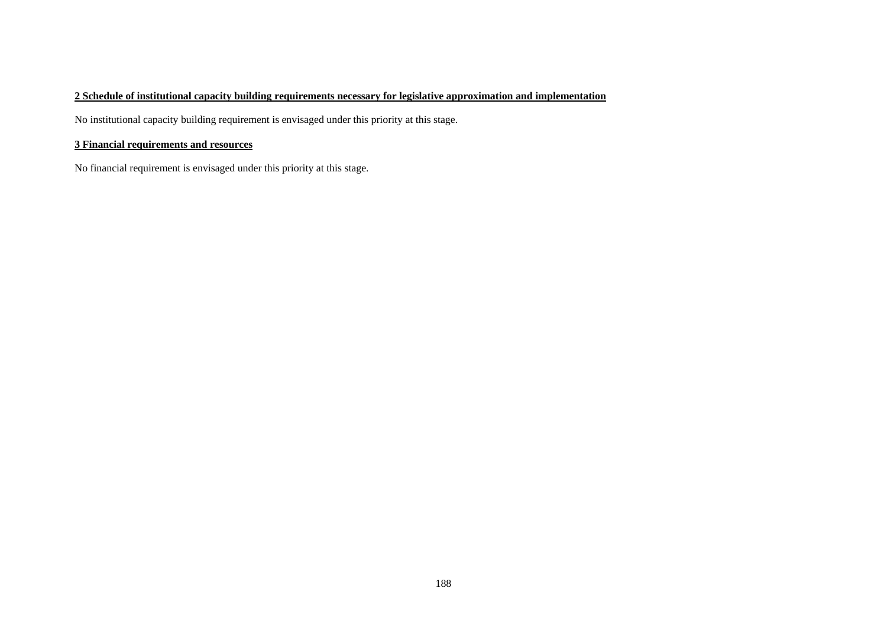**2 Schedule of institutional capacity building requirements necessary for legislative approximation and implementation**

No institutional capacity building requirement is envisaged under this priority at this stage.

**3 Financial requirements and resources**

No financial requirement is envisaged under this priority at this stage.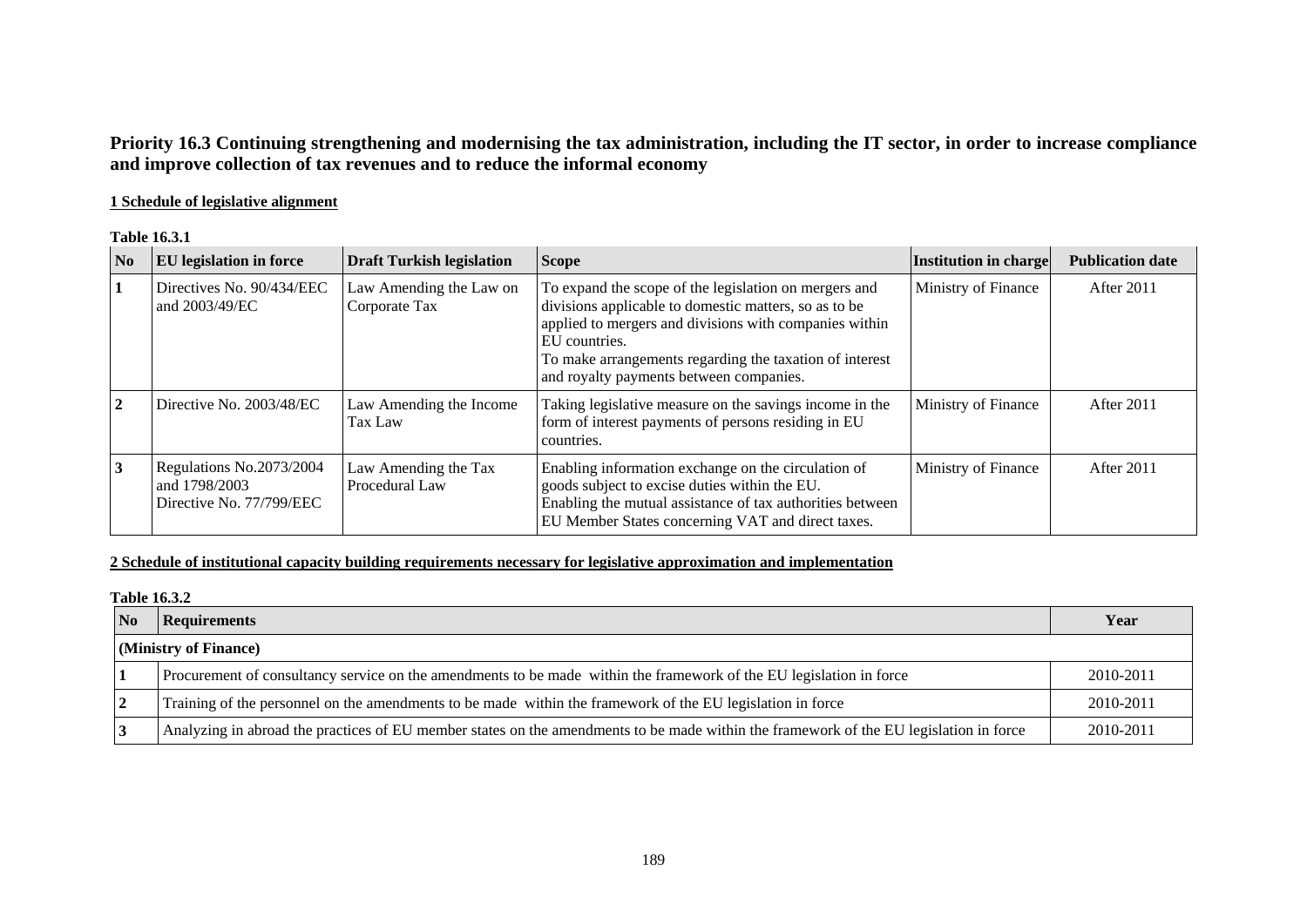**Priority 16.3 Continuing strengthening and modernising the tax administration, including the IT sector, in order to increase compliance and improve collection of tax revenues and to reduce the informal economy**

**1 Schedule of legislative alignment**

**Table 16.3.1**

| No | EU legislation in force | Draft Turkish legislation | Scope | Institution in charge | Publication date |
|---|---|---|---|---|---|
| 1 | Directives No. 90/434/EEC and 2003/49/EC | Law Amending the Law on Corporate Tax | To expand the scope of the legislation on mergers and divisions applicable to domestic matters, so as to be applied to mergers and divisions with companies within EU countries.<br>To make arrangements regarding the taxation of interest and royalty payments between companies. | Ministry of Finance | After 2011 |
| 2 | Directive No. 2003/48/EC | Law Amending the Income Tax Law | Taking legislative measure on the savings income in the form of interest payments of persons residing in EU countries. | Ministry of Finance | After 2011 |
| 3 | Regulations No.2073/2004 and 1798/2003 Directive No. 77/799/EEC | Law Amending the Tax Procedural Law | Enabling information exchange on the circulation of goods subject to excise duties within the EU.<br>Enabling the mutual assistance of tax authorities between EU Member States concerning VAT and direct taxes. | Ministry of Finance | After 2011 |

**2 Schedule of institutional capacity building requirements necessary for legislative approximation and implementation**

**Table 16.3.2**

| No | Requirements | Year |
|---|---|---|
| **(Ministry of Finance)** | | |
| 1 | Procurement of consultancy service on the amendments to be made within the framework of the EU legislation in force | 2010-2011 |
| 2 | Training of the personnel on the amendments to be made within the framework of the EU legislation in force | 2010-2011 |
| 3 | Analyzing in abroad the practices of EU member states on the amendments to be made within the framework of the EU legislation in force | 2010-2011 |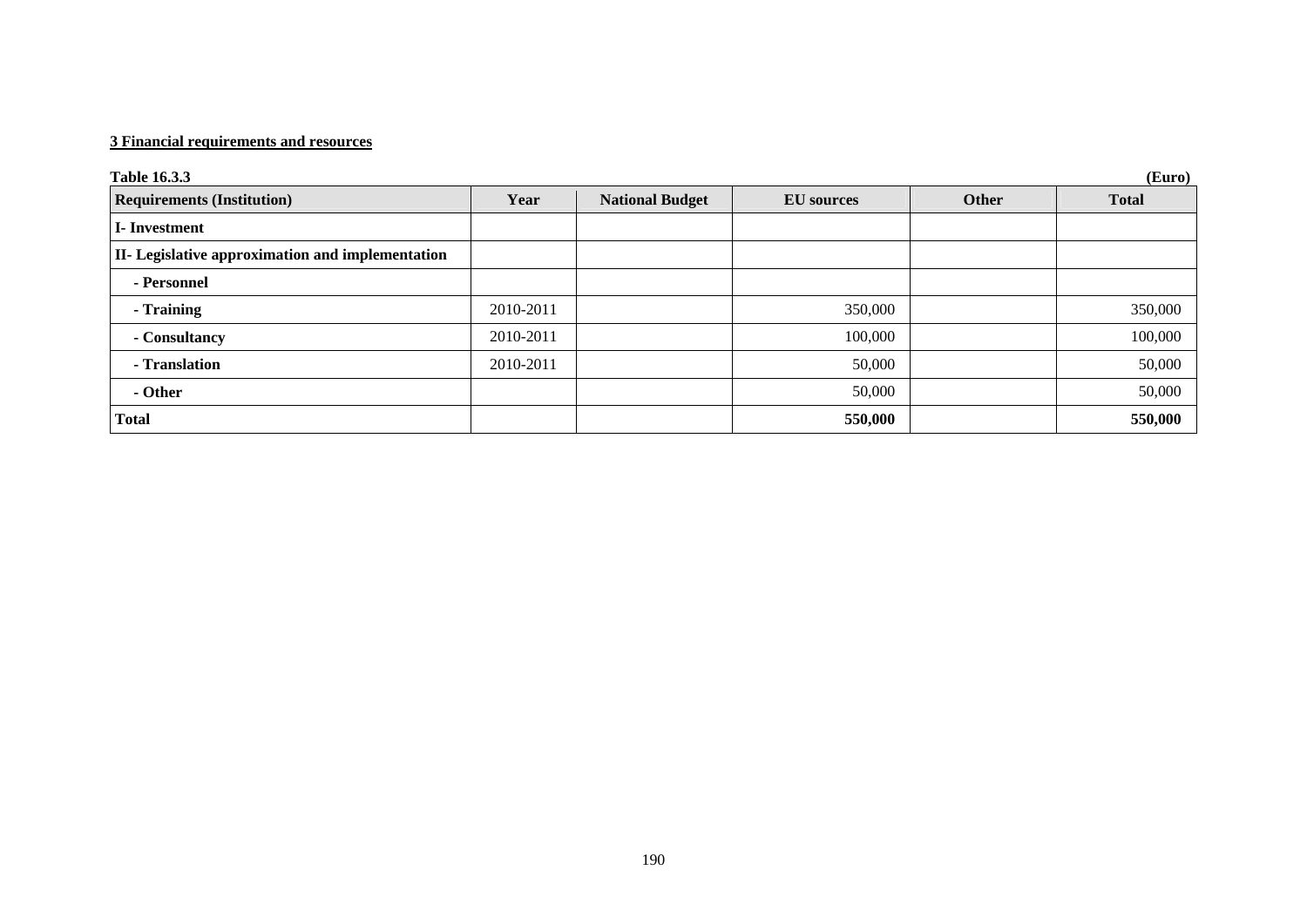**3 Financial requirements and resources**

**Table 16.3.3** **(Euro)**

| Requirements (Institution) | Year | National Budget | EU sources | Other | Total |
|---|---|---|---|---|---|
| **I- Investment** | | | | | |
| **II- Legislative approximation and implementation** | | | | | |
| **- Personnel** | | | | | |
| **- Training** | 2010-2011 | | 350,000 | | 350,000 |
| **- Consultancy** | 2010-2011 | | 100,000 | | 100,000 |
| **- Translation** | 2010-2011 | | 50,000 | | 50,000 |
| **- Other** | | | 50,000 | | 50,000 |
| **Total** | | | **550,000** | | **550,000** |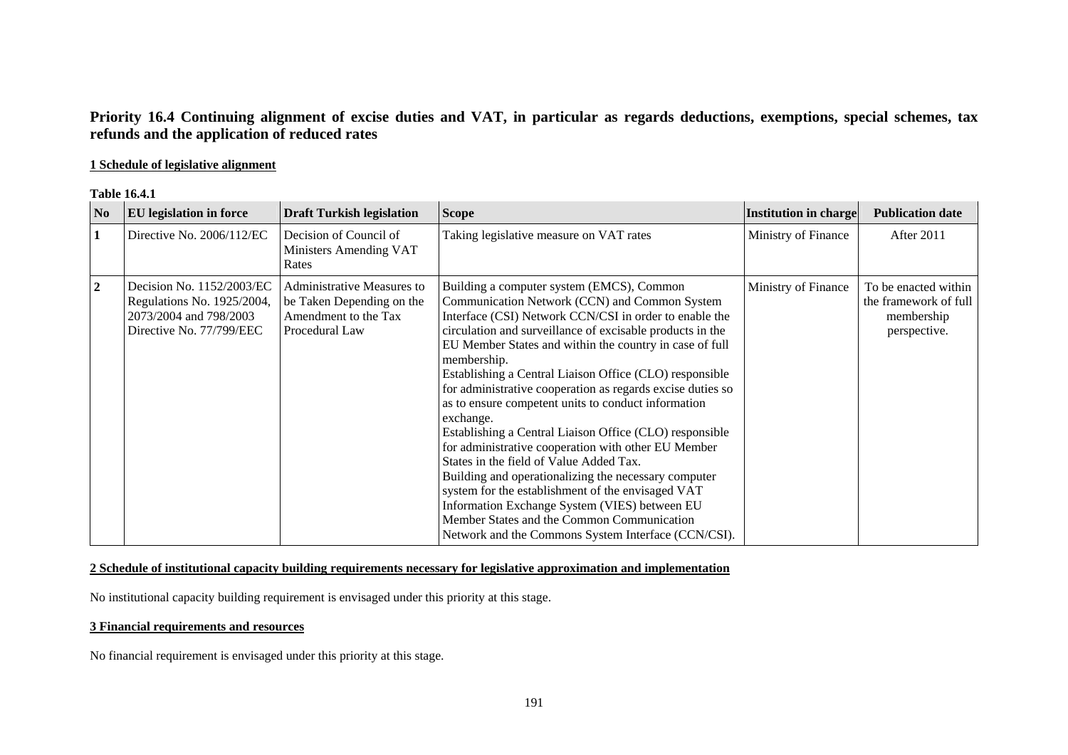## Priority 16.4 Continuing alignment of excise duties and VAT, in particular as regards deductions, exemptions, special schemes, tax refunds and the application of reduced rates

**1 Schedule of legislative alignment**

**Table 16.4.1**

| No | EU legislation in force | Draft Turkish legislation | Scope | Institution in charge | Publication date |
|---|---|---|---|---|---|
| 1 | Directive No. 2006/112/EC | Decision of Council of Ministers Amending VAT Rates | Taking legislative measure on VAT rates | Ministry of Finance | After 2011 |
| 2 | Decision No. 1152/2003/EC Regulations No. 1925/2004, 2073/2004 and 798/2003 Directive No. 77/799/EEC | Administrative Measures to be Taken Depending on the Amendment to the Tax Procedural Law | Building a computer system (EMCS), Common Communication Network (CCN) and Common System Interface (CSI) Network CCN/CSI in order to enable the circulation and surveillance of excisable products in the EU Member States and within the country in case of full membership.<br>Establishing a Central Liaison Office (CLO) responsible for administrative cooperation as regards excise duties so as to ensure competent units to conduct information exchange.<br>Establishing a Central Liaison Office (CLO) responsible for administrative cooperation with other EU Member States in the field of Value Added Tax.<br>Building and operationalizing the necessary computer system for the establishment of the envisaged VAT Information Exchange System (VIES) between EU Member States and the Common Communication Network and the Commons System Interface (CCN/CSI). | Ministry of Finance | To be enacted within the framework of full membership perspective. |

**2 Schedule of institutional capacity building requirements necessary for legislative approximation and implementation**

No institutional capacity building requirement is envisaged under this priority at this stage.

**3 Financial requirements and resources**

No financial requirement is envisaged under this priority at this stage.